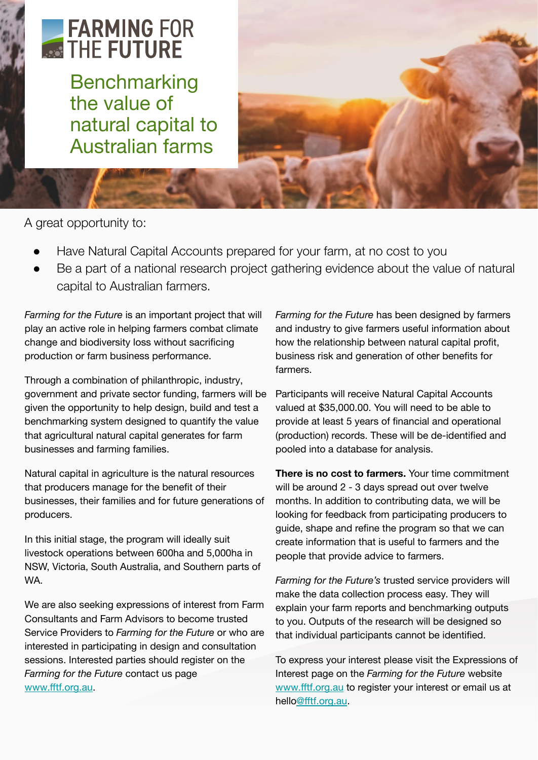# FARMING FOR THE FUTURE

## Benchmarking the value of natural capital to Australian farms

A great opportunity to:

- Have Natural Capital Accounts prepared for your farm, at no cost to you
- Be a part of a national research project gathering evidence about the value of natural capital to Australian farmers.

*Farming for the Future* is an important project that will play an active role in helping farmers combat climate change and biodiversity loss without sacrificing production or farm business performance.

Through a combination of philanthropic, industry, government and private sector funding, farmers will be given the opportunity to help design, build and test a benchmarking system designed to quantify the value that agricultural natural capital generates for farm businesses and farming families.

Natural capital in agriculture is the natural resources that producers manage for the benefit of their businesses, their families and for future generations of producers.

In this initial stage, the program will ideally suit livestock operations between 600ha and 5,000ha in NSW, Victoria, South Australia, and Southern parts of WA.

We are also seeking expressions of interest from Farm Consultants and Farm Advisors to become trusted Service Providers to *Farming for the Future* or who are interested in participating in design and consultation sessions. Interested parties should register on the *Farming for the Future* contact us page www.fftf.org.au.

*Farming for the Future* has been designed by farmers and industry to give farmers useful information about how the relationship between natural capital profit, business risk and generation of other benefits for farmers.

Participants will receive Natural Capital Accounts valued at $35,000.00. You will need to be able to provide at least 5 years of financial and operational (production) records. These will be de-identified and pooled into a database for analysis.

**There is no cost to farmers.** Your time commitment will be around 2 - 3 days spread out over twelve months. In addition to contributing data, we will be looking for feedback from participating producers to guide, shape and refine the program so that we can create information that is useful to farmers and the people that provide advice to farmers.

*Farming for the Future's* trusted service providers will make the data collection process easy. They will explain your farm reports and benchmarking outputs to you. Outputs of the research will be designed so that individual participants cannot be identified.

To express your interest please visit the Expressions of Interest page on the *Farming for the Future* website www.fftf.org.au to register your interest or email us at hello@fftf.org.au.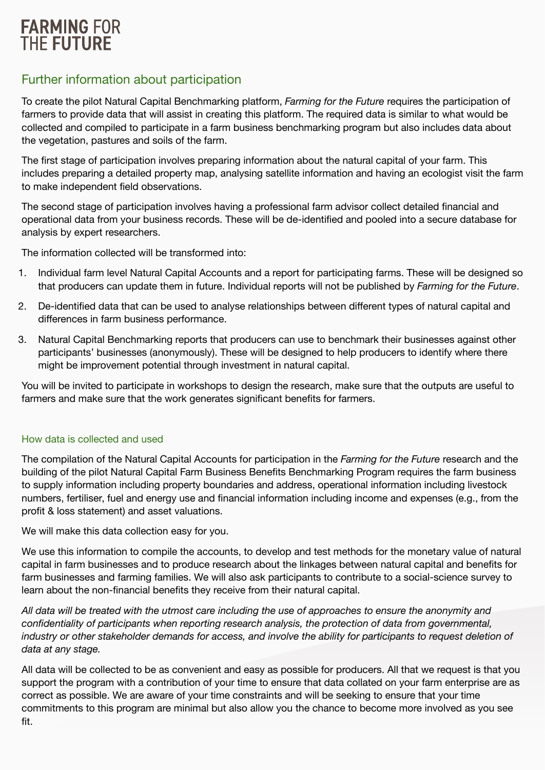# FARMING FOR THE FUTURE

## Further information about participation

To create the pilot Natural Capital Benchmarking platform, *Farming for the Future* requires the participation of farmers to provide data that will assist in creating this platform. The required data is similar to what would be collected and compiled to participate in a farm business benchmarking program but also includes data about the vegetation, pastures and soils of the farm.

The first stage of participation involves preparing information about the natural capital of your farm. This includes preparing a detailed property map, analysing satellite information and having an ecologist visit the farm to make independent field observations.

The second stage of participation involves having a professional farm advisor collect detailed financial and operational data from your business records. These will be de-identified and pooled into a secure database for analysis by expert researchers.

The information collected will be transformed into:

1. Individual farm level Natural Capital Accounts and a report for participating farms. These will be designed so that producers can update them in future. Individual reports will not be published by *Farming for the Future*.
2. De-identified data that can be used to analyse relationships between different types of natural capital and differences in farm business performance.
3. Natural Capital Benchmarking reports that producers can use to benchmark their businesses against other participants' businesses (anonymously). These will be designed to help producers to identify where there might be improvement potential through investment in natural capital.

You will be invited to participate in workshops to design the research, make sure that the outputs are useful to farmers and make sure that the work generates significant benefits for farmers.

### How data is collected and used

The compilation of the Natural Capital Accounts for participation in the *Farming for the Future* research and the building of the pilot Natural Capital Farm Business Benefits Benchmarking Program requires the farm business to supply information including property boundaries and address, operational information including livestock numbers, fertiliser, fuel and energy use and financial information including income and expenses (e.g., from the profit & loss statement) and asset valuations.

We will make this data collection easy for you.

We use this information to compile the accounts, to develop and test methods for the monetary value of natural capital in farm businesses and to produce research about the linkages between natural capital and benefits for farm businesses and farming families. We will also ask participants to contribute to a social-science survey to learn about the non-financial benefits they receive from their natural capital.

*All data will be treated with the utmost care including the use of approaches to ensure the anonymity and confidentiality of participants when reporting research analysis, the protection of data from governmental, industry or other stakeholder demands for access, and involve the ability for participants to request deletion of data at any stage.*

All data will be collected to be as convenient and easy as possible for producers. All that we request is that you support the program with a contribution of your time to ensure that data collated on your farm enterprise are as correct as possible. We are aware of your time constraints and will be seeking to ensure that your time commitments to this program are minimal but also allow you the chance to become more involved as you see fit.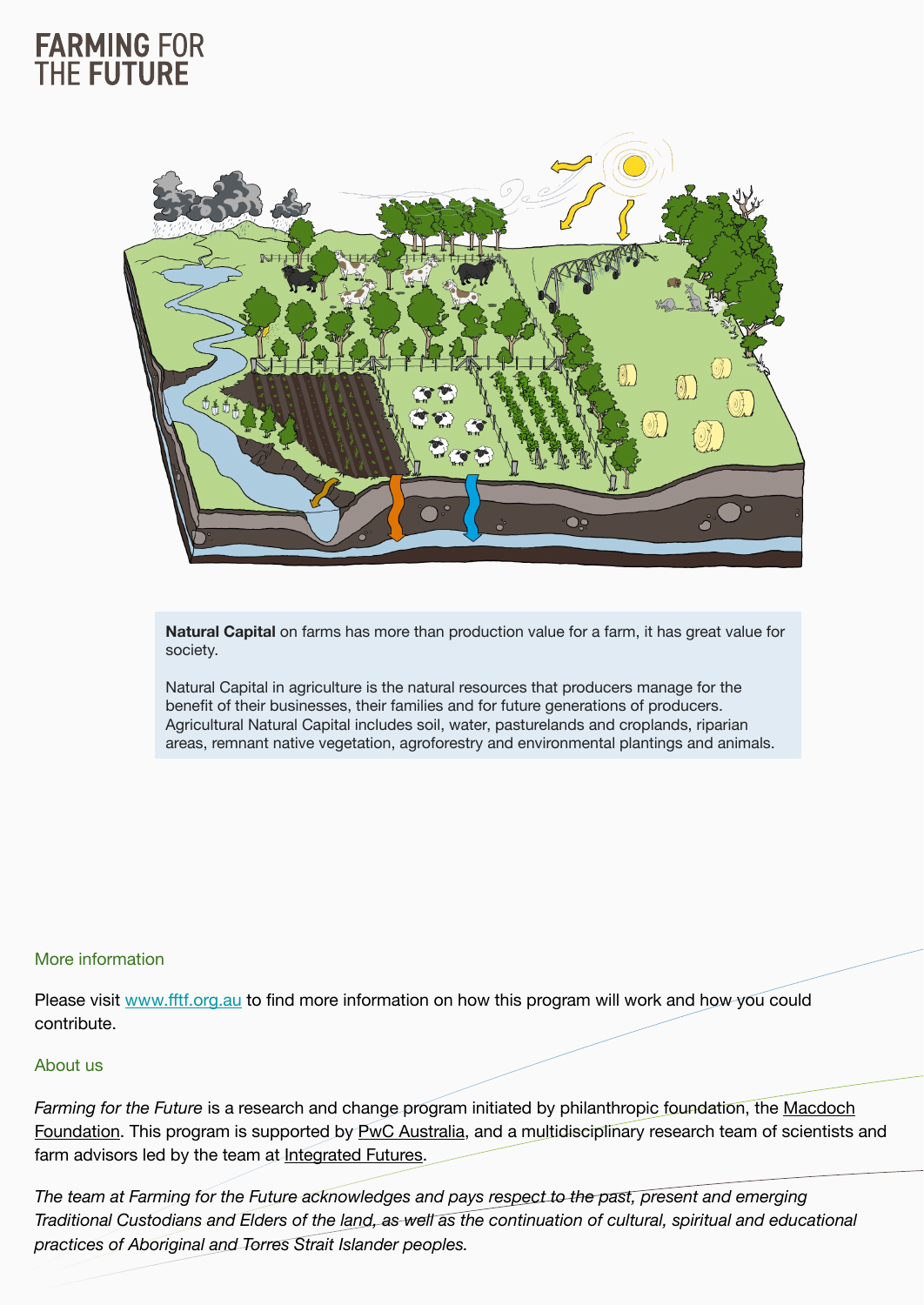# FARMING FOR THE FUTURE

**Natural Capital** on farms has more than production value for a farm, it has great value for society.

Natural Capital in agriculture is the natural resources that producers manage for the benefit of their businesses, their families and for future generations of producers. Agricultural Natural Capital includes soil, water, pasturelands and croplands, riparian areas, remnant native vegetation, agroforestry and environmental plantings and animals.

## More information

Please visit www.fftf.org.au to find more information on how this program will work and how you could contribute.

## About us

*Farming for the Future* is a research and change program initiated by philanthropic foundation, the Macdoch Foundation. This program is supported by PwC Australia, and a multidisciplinary research team of scientists and farm advisors led by the team at Integrated Futures.

*The team at Farming for the Future acknowledges and pays respect to the past, present and emerging Traditional Custodians and Elders of the land, as well as the continuation of cultural, spiritual and educational practices of Aboriginal and Torres Strait Islander peoples.*